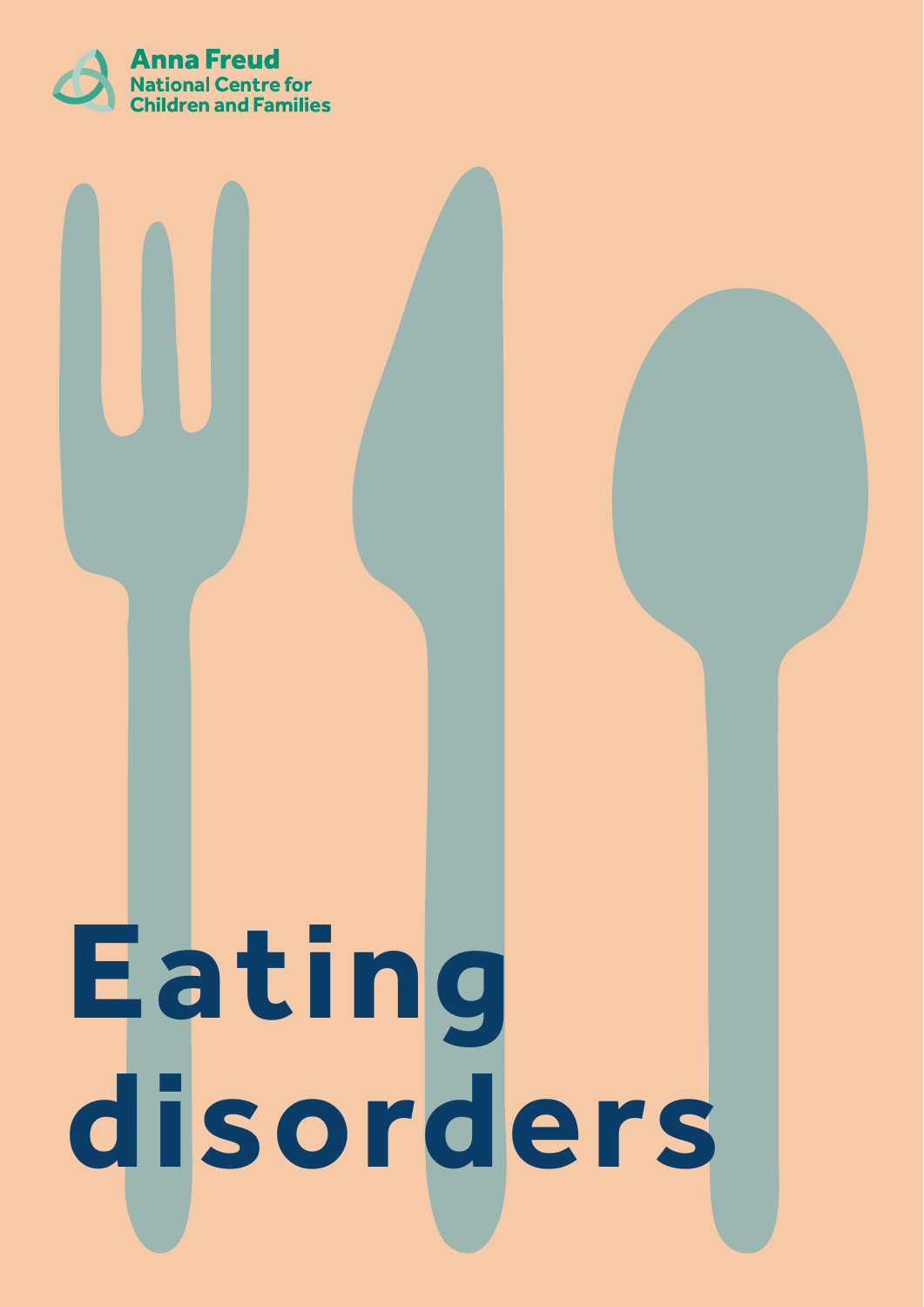Anna Freud
National Centre for
Children and Families

# Eating disorders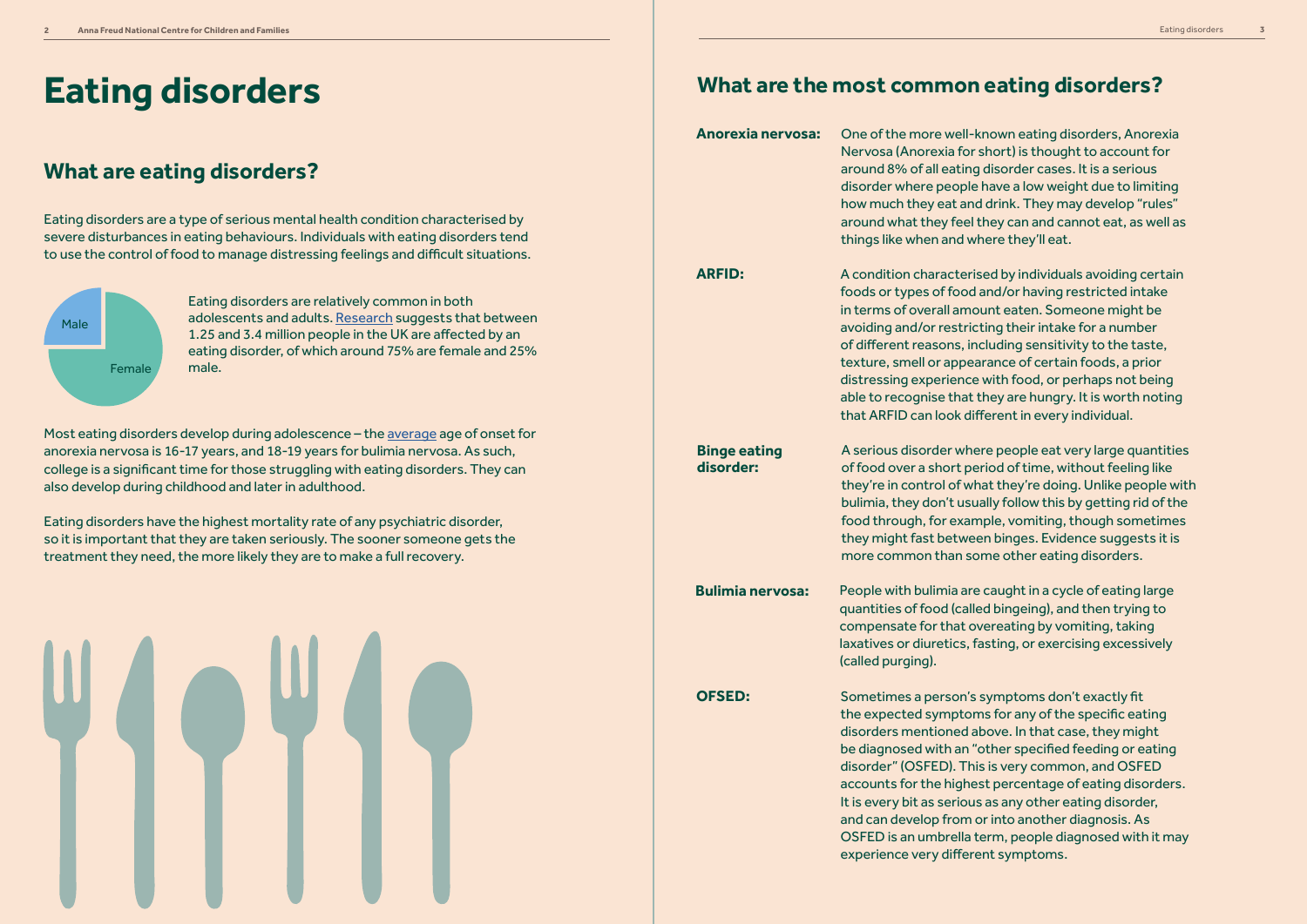# Eating disorders

## What are eating disorders?

Eating disorders are a type of serious mental health condition characterised by severe disturbances in eating behaviours. Individuals with eating disorders tend to use the control of food to manage distressing feelings and difficult situations.

Eating disorders are relatively common in both adolescents and adults. Research suggests that between 1.25 and 3.4 million people in the UK are affected by an eating disorder, of which around 75% are female and 25% male.

Most eating disorders develop during adolescence – the average age of onset for anorexia nervosa is 16-17 years, and 18-19 years for bulimia nervosa. As such, college is a significant time for those struggling with eating disorders. They can also develop during childhood and later in adulthood.

Eating disorders have the highest mortality rate of any psychiatric disorder, so it is important that they are taken seriously. The sooner someone gets the treatment they need, the more likely they are to make a full recovery.

## What are the most common eating disorders?

**Anorexia nervosa:** One of the more well-known eating disorders, Anorexia Nervosa (Anorexia for short) is thought to account for around 8% of all eating disorder cases. It is a serious disorder where people have a low weight due to limiting how much they eat and drink. They may develop "rules" around what they feel they can and cannot eat, as well as things like when and where they'll eat.

**ARFID:** A condition characterised by individuals avoiding certain foods or types of food and/or having restricted intake in terms of overall amount eaten. Someone might be avoiding and/or restricting their intake for a number of different reasons, including sensitivity to the taste, texture, smell or appearance of certain foods, a prior distressing experience with food, or perhaps not being able to recognise that they are hungry. It is worth noting that ARFID can look different in every individual.

**Binge eating disorder:** A serious disorder where people eat very large quantities of food over a short period of time, without feeling like they're in control of what they're doing. Unlike people with bulimia, they don't usually follow this by getting rid of the food through, for example, vomiting, though sometimes they might fast between binges. Evidence suggests it is more common than some other eating disorders.

**Bulimia nervosa:** People with bulimia are caught in a cycle of eating large quantities of food (called bingeing), and then trying to compensate for that overeating by vomiting, taking laxatives or diuretics, fasting, or exercising excessively (called purging).

**OFSED:** Sometimes a person's symptoms don't exactly fit the expected symptoms for any of the specific eating disorders mentioned above. In that case, they might be diagnosed with an "other specified feeding or eating disorder" (OSFED). This is very common, and OSFED accounts for the highest percentage of eating disorders. It is every bit as serious as any other eating disorder, and can develop from or into another diagnosis. As OSFED is an umbrella term, people diagnosed with it may experience very different symptoms.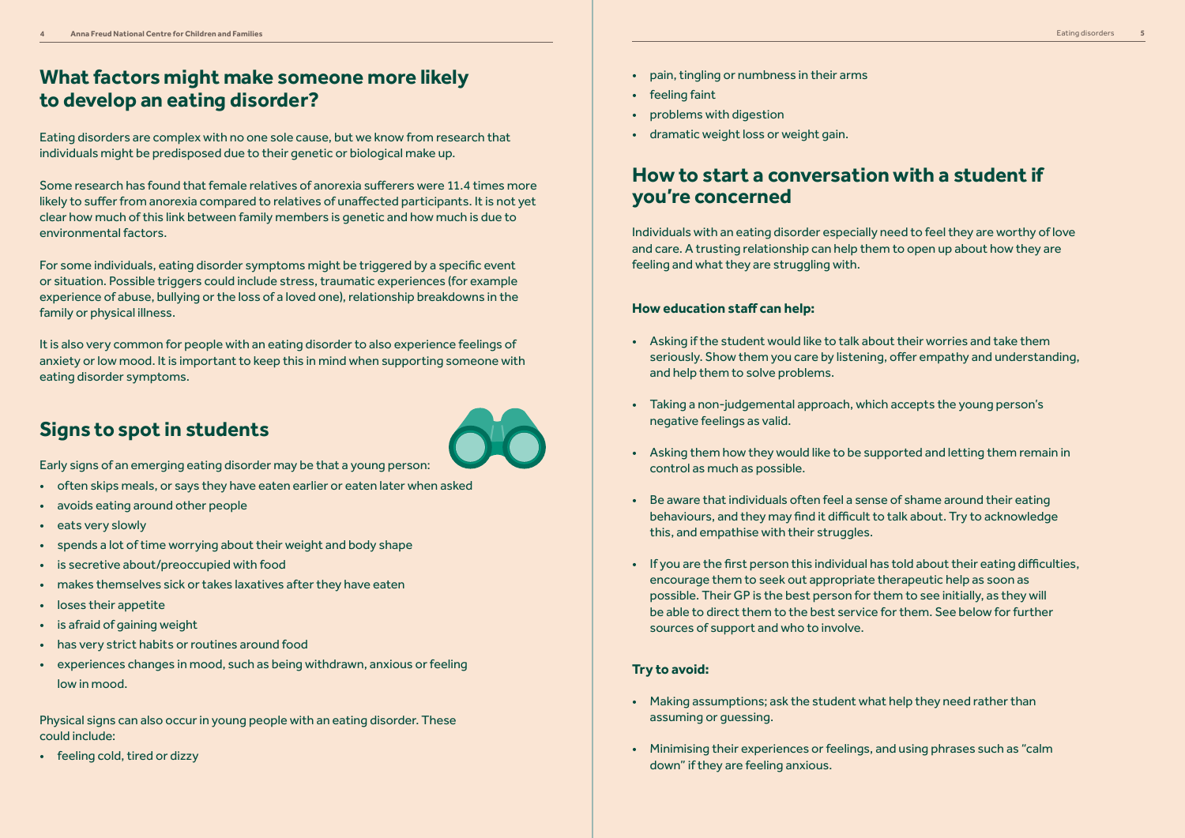## What factors might make someone more likely to develop an eating disorder?

Eating disorders are complex with no one sole cause, but we know from research that individuals might be predisposed due to their genetic or biological make up.

Some research has found that female relatives of anorexia sufferers were 11.4 times more likely to suffer from anorexia compared to relatives of unaffected participants. It is not yet clear how much of this link between family members is genetic and how much is due to environmental factors.

For some individuals, eating disorder symptoms might be triggered by a specific event or situation. Possible triggers could include stress, traumatic experiences (for example experience of abuse, bullying or the loss of a loved one), relationship breakdowns in the family or physical illness.

It is also very common for people with an eating disorder to also experience feelings of anxiety or low mood. It is important to keep this in mind when supporting someone with eating disorder symptoms.

## Signs to spot in students

Early signs of an emerging eating disorder may be that a young person:

- often skips meals, or says they have eaten earlier or eaten later when asked
- avoids eating around other people
- eats very slowly
- spends a lot of time worrying about their weight and body shape
- is secretive about/preoccupied with food
- makes themselves sick or takes laxatives after they have eaten
- loses their appetite
- is afraid of gaining weight
- has very strict habits or routines around food
- experiences changes in mood, such as being withdrawn, anxious or feeling low in mood.

Physical signs can also occur in young people with an eating disorder. These could include:

- feeling cold, tired or dizzy
- pain, tingling or numbness in their arms
- feeling faint
- problems with digestion
- dramatic weight loss or weight gain.

## How to start a conversation with a student if you're concerned

Individuals with an eating disorder especially need to feel they are worthy of love and care. A trusting relationship can help them to open up about how they are feeling and what they are struggling with.

**How education staff can help:**

- Asking if the student would like to talk about their worries and take them seriously. Show them you care by listening, offer empathy and understanding, and help them to solve problems.
- Taking a non-judgemental approach, which accepts the young person's negative feelings as valid.
- Asking them how they would like to be supported and letting them remain in control as much as possible.
- Be aware that individuals often feel a sense of shame around their eating behaviours, and they may find it difficult to talk about. Try to acknowledge this, and empathise with their struggles.
- If you are the first person this individual has told about their eating difficulties, encourage them to seek out appropriate therapeutic help as soon as possible. Their GP is the best person for them to see initially, as they will be able to direct them to the best service for them. See below for further sources of support and who to involve.

**Try to avoid:**

- Making assumptions; ask the student what help they need rather than assuming or guessing.
- Minimising their experiences or feelings, and using phrases such as "calm down" if they are feeling anxious.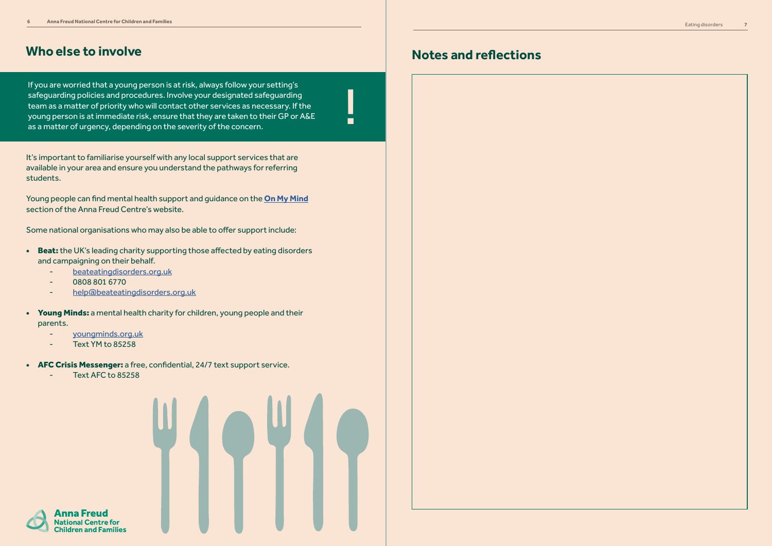## Who else to involve

If you are worried that a young person is at risk, always follow your setting's safeguarding policies and procedures. Involve your designated safeguarding team as a matter of priority who will contact other services as necessary. If the young person is at immediate risk, ensure that they are taken to their GP or A&E as a matter of urgency, depending on the severity of the concern.

It's important to familiarise yourself with any local support services that are available in your area and ensure you understand the pathways for referring students.

Young people can find mental health support and guidance on the **On My Mind** section of the Anna Freud Centre's website.

Some national organisations who may also be able to offer support include:

- **Beat:** the UK's leading charity supporting those affected by eating disorders and campaigning on their behalf.
  - beateatingdisorders.org.uk
  - 0808 801 6770
  - help@beateatingdisorders.org.uk
- **Young Minds:** a mental health charity for children, young people and their parents.
  - youngminds.org.uk
  - Text YM to 85258
- **AFC Crisis Messenger:** a free, confidential, 24/7 text support service.
  - Text AFC to 85258

Anna Freud
National Centre for
Children and Families

## Notes and reflections